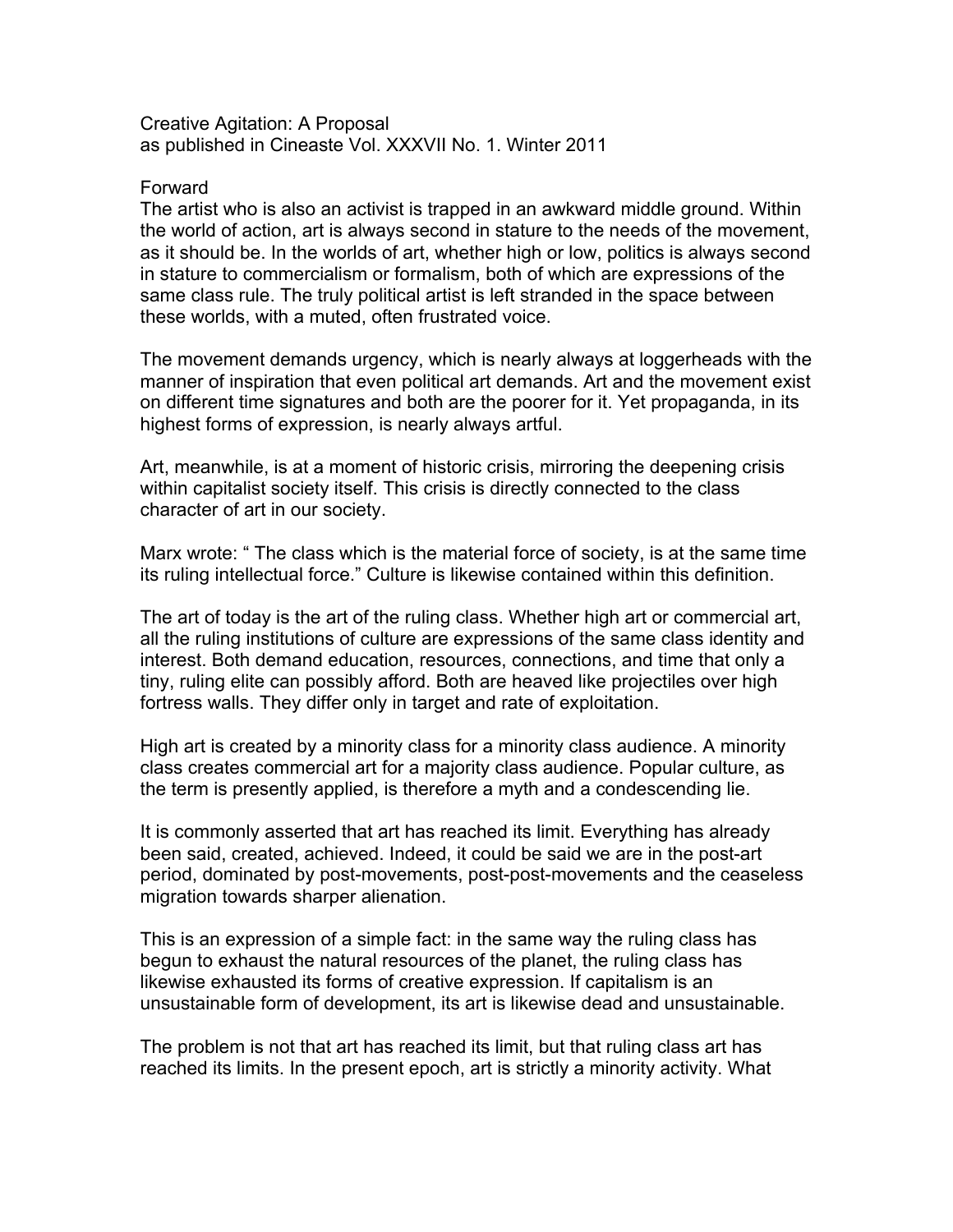# Creative Agitation: A Proposal

as published in Cineaste Vol. XXXVII No. 1. Winter 2011

## Forward

The artist who is also an activist is trapped in an awkward middle ground. Within the world of action, art is always second in stature to the needs of the movement, as it should be. In the worlds of art, whether high or low, politics is always second in stature to commercialism or formalism, both of which are expressions of the same class rule. The truly political artist is left stranded in the space between these worlds, with a muted, often frustrated voice.

The movement demands urgency, which is nearly always at loggerheads with the manner of inspiration that even political art demands. Art and the movement exist on different time signatures and both are the poorer for it. Yet propaganda, in its highest forms of expression, is nearly always artful.

Art, meanwhile, is at a moment of historic crisis, mirroring the deepening crisis within capitalist society itself. This crisis is directly connected to the class character of art in our society.

Marx wrote: " The class which is the material force of society, is at the same time its ruling intellectual force." Culture is likewise contained within this definition.

The art of today is the art of the ruling class. Whether high art or commercial art, all the ruling institutions of culture are expressions of the same class identity and interest. Both demand education, resources, connections, and time that only a tiny, ruling elite can possibly afford. Both are heaved like projectiles over high fortress walls. They differ only in target and rate of exploitation.

High art is created by a minority class for a minority class audience. A minority class creates commercial art for a majority class audience. Popular culture, as the term is presently applied, is therefore a myth and a condescending lie.

It is commonly asserted that art has reached its limit. Everything has already been said, created, achieved. Indeed, it could be said we are in the post-art period, dominated by post-movements, post-post-movements and the ceaseless migration towards sharper alienation.

This is an expression of a simple fact: in the same way the ruling class has begun to exhaust the natural resources of the planet, the ruling class has likewise exhausted its forms of creative expression. If capitalism is an unsustainable form of development, its art is likewise dead and unsustainable.

The problem is not that art has reached its limit, but that ruling class art has reached its limits. In the present epoch, art is strictly a minority activity. What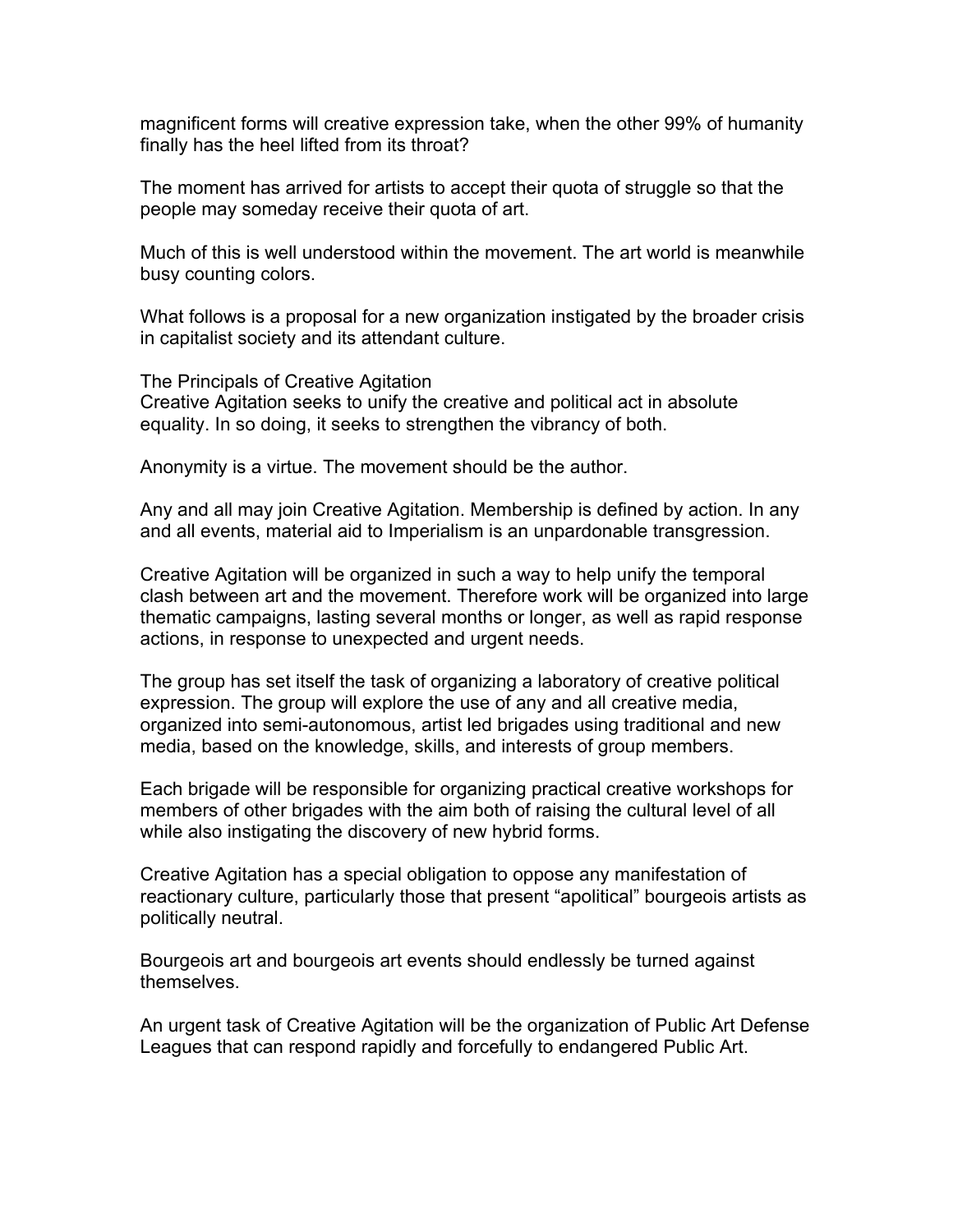magnificent forms will creative expression take, when the other 99% of humanity finally has the heel lifted from its throat?

The moment has arrived for artists to accept their quota of struggle so that the people may someday receive their quota of art.

Much of this is well understood within the movement. The art world is meanwhile busy counting colors.

What follows is a proposal for a new organization instigated by the broader crisis in capitalist society and its attendant culture.

The Principals of Creative Agitation

Creative Agitation seeks to unify the creative and political act in absolute equality. In so doing, it seeks to strengthen the vibrancy of both.

Anonymity is a virtue. The movement should be the author.

Any and all may join Creative Agitation. Membership is defined by action. In any and all events, material aid to Imperialism is an unpardonable transgression.

Creative Agitation will be organized in such a way to help unify the temporal clash between art and the movement. Therefore work will be organized into large thematic campaigns, lasting several months or longer, as well as rapid response actions, in response to unexpected and urgent needs.

The group has set itself the task of organizing a laboratory of creative political expression. The group will explore the use of any and all creative media, organized into semi-autonomous, artist led brigades using traditional and new media, based on the knowledge, skills, and interests of group members.

Each brigade will be responsible for organizing practical creative workshops for members of other brigades with the aim both of raising the cultural level of all while also instigating the discovery of new hybrid forms.

Creative Agitation has a special obligation to oppose any manifestation of reactionary culture, particularly those that present "apolitical" bourgeois artists as politically neutral.

Bourgeois art and bourgeois art events should endlessly be turned against themselves.

An urgent task of Creative Agitation will be the organization of Public Art Defense Leagues that can respond rapidly and forcefully to endangered Public Art.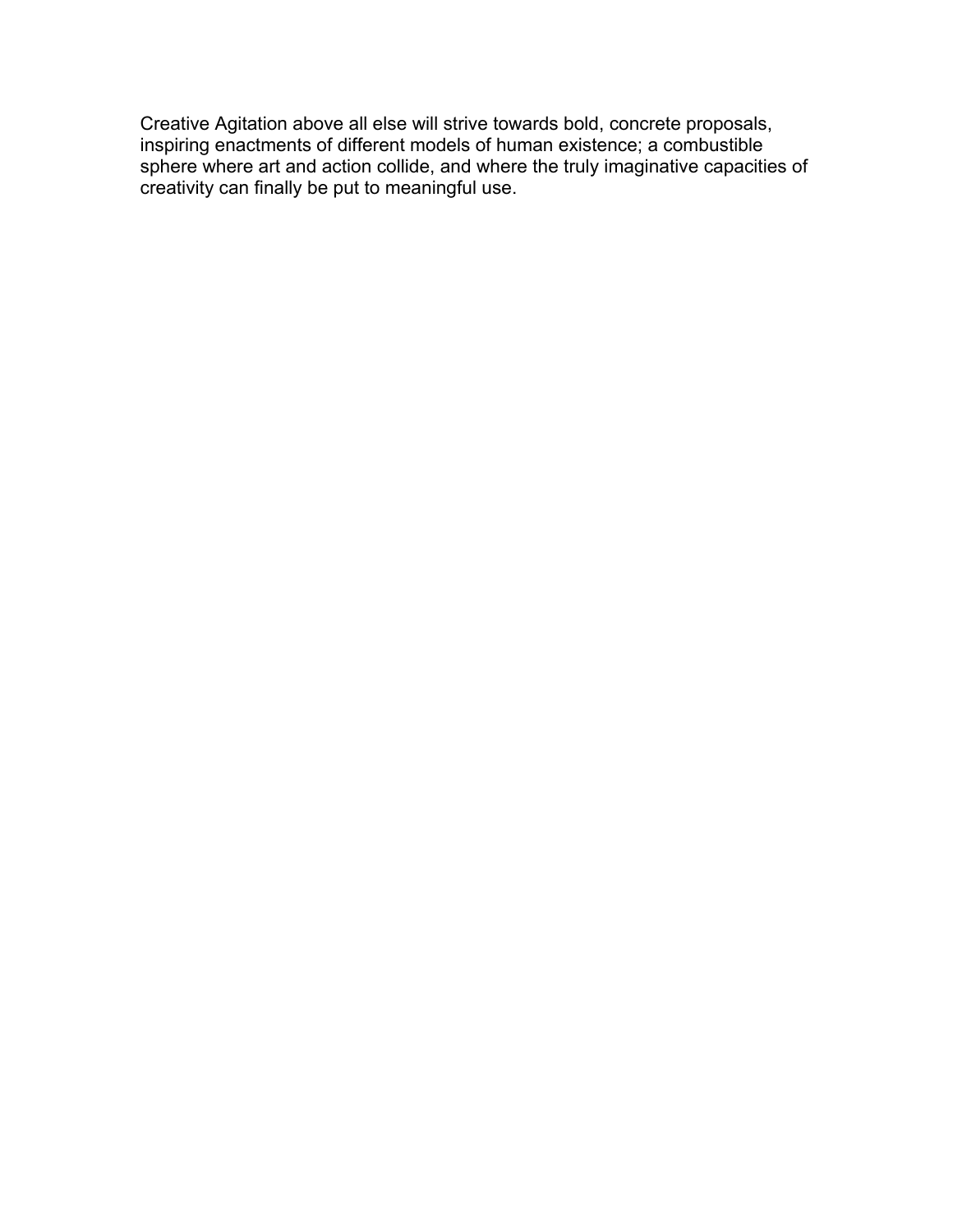Creative Agitation above all else will strive towards bold, concrete proposals, inspiring enactments of different models of human existence; a combustible sphere where art and action collide, and where the truly imaginative capacities of creativity can finally be put to meaningful use.